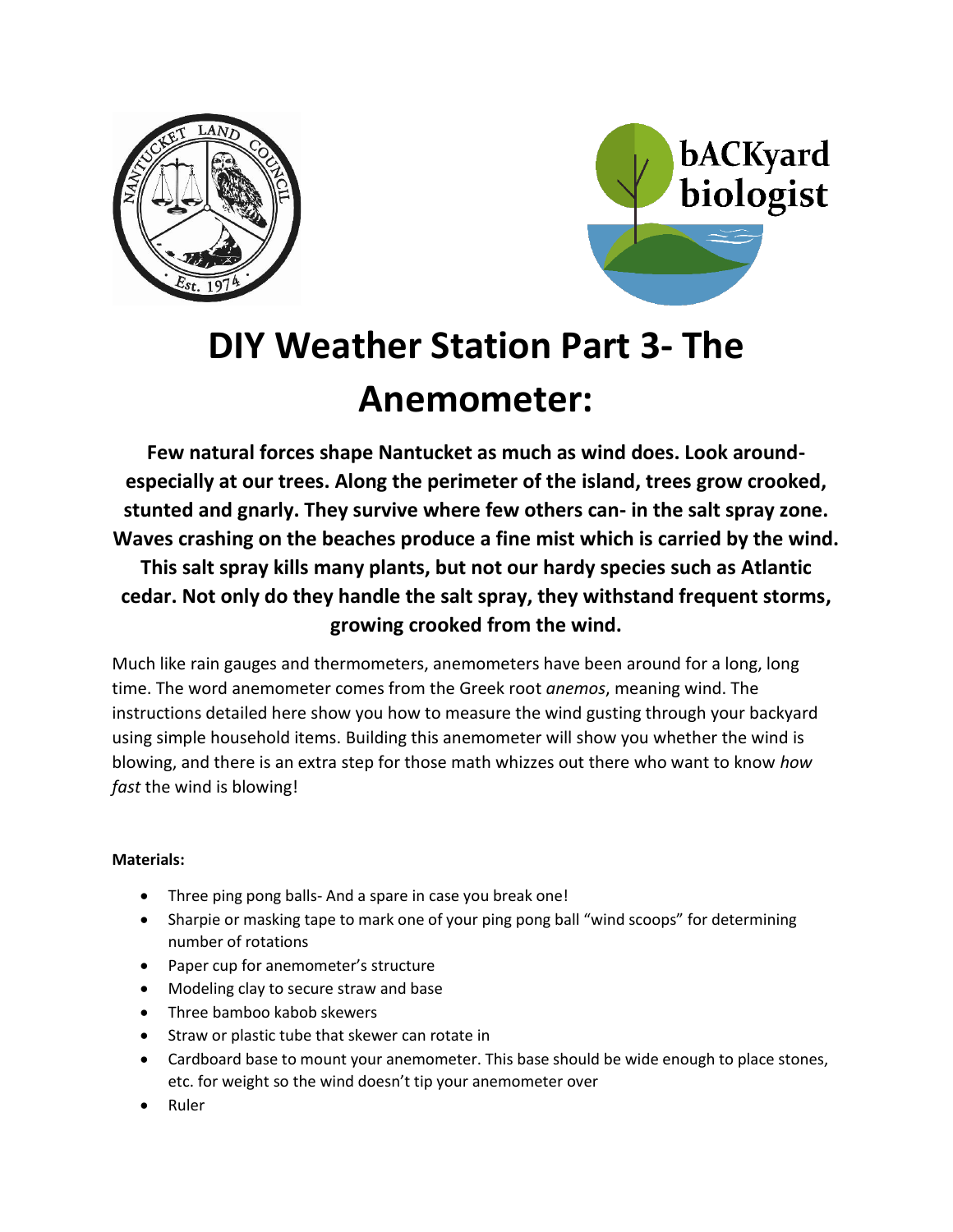# DIY Weather Station Part 3- The Anemometer:

**Few natural forces shape Nantucket as much as wind does. Look around- especially at our trees. Along the perimeter of the island, trees grow crooked, stunted and gnarly. They survive where few others can- in the salt spray zone. Waves crashing on the beaches produce a fine mist which is carried by the wind. This salt spray kills many plants, but not our hardy species such as Atlantic cedar. Not only do they handle the salt spray, they withstand frequent storms, growing crooked from the wind.**

Much like rain gauges and thermometers, anemometers have been around for a long, long time. The word anemometer comes from the Greek root *anemos*, meaning wind. The instructions detailed here show you how to measure the wind gusting through your backyard using simple household items. Building this anemometer will show you whether the wind is blowing, and there is an extra step for those math whizzes out there who want to know *how fast* the wind is blowing!

**Materials:**

- Three ping pong balls- And a spare in case you break one!
- Sharpie or masking tape to mark one of your ping pong ball "wind scoops" for determining number of rotations
- Paper cup for anemometer's structure
- Modeling clay to secure straw and base
- Three bamboo kabob skewers
- Straw or plastic tube that skewer can rotate in
- Cardboard base to mount your anemometer. This base should be wide enough to place stones, etc. for weight so the wind doesn't tip your anemometer over
- Ruler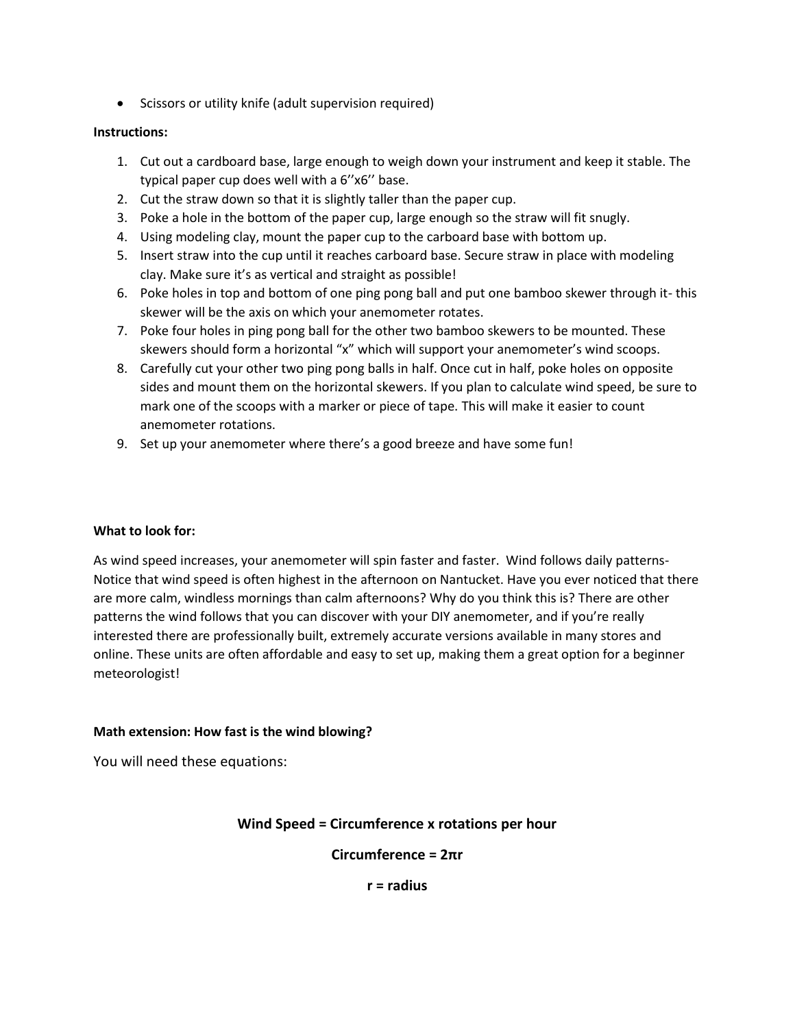- Scissors or utility knife (adult supervision required)

**Instructions:**

1. Cut out a cardboard base, large enough to weigh down your instrument and keep it stable. The typical paper cup does well with a 6''x6'' base.
2. Cut the straw down so that it is slightly taller than the paper cup.
3. Poke a hole in the bottom of the paper cup, large enough so the straw will fit snugly.
4. Using modeling clay, mount the paper cup to the carboard base with bottom up.
5. Insert straw into the cup until it reaches carboard base. Secure straw in place with modeling clay. Make sure it's as vertical and straight as possible!
6. Poke holes in top and bottom of one ping pong ball and put one bamboo skewer through it- this skewer will be the axis on which your anemometer rotates.
7. Poke four holes in ping pong ball for the other two bamboo skewers to be mounted. These skewers should form a horizontal "x" which will support your anemometer's wind scoops.
8. Carefully cut your other two ping pong balls in half. Once cut in half, poke holes on opposite sides and mount them on the horizontal skewers. If you plan to calculate wind speed, be sure to mark one of the scoops with a marker or piece of tape. This will make it easier to count anemometer rotations.
9. Set up your anemometer where there's a good breeze and have some fun!

**What to look for:**

As wind speed increases, your anemometer will spin faster and faster. Wind follows daily patterns- Notice that wind speed is often highest in the afternoon on Nantucket. Have you ever noticed that there are more calm, windless mornings than calm afternoons? Why do you think this is? There are other patterns the wind follows that you can discover with your DIY anemometer, and if you're really interested there are professionally built, extremely accurate versions available in many stores and online. These units are often affordable and easy to set up, making them a great option for a beginner meteorologist!

**Math extension: How fast is the wind blowing?**

You will need these equations:

**Wind Speed = Circumference x rotations per hour**

**Circumference = $2\pi r$**

**r = radius**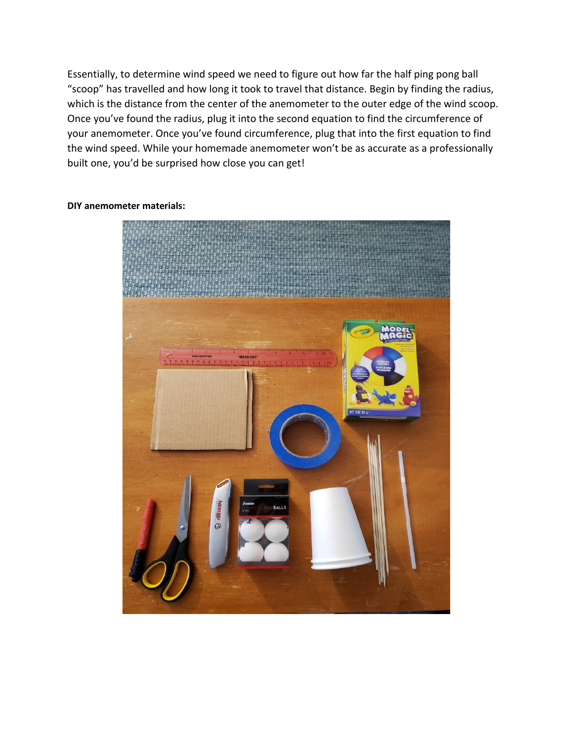Essentially, to determine wind speed we need to figure out how far the half ping pong ball "scoop" has travelled and how long it took to travel that distance. Begin by finding the radius, which is the distance from the center of the anemometer to the outer edge of the wind scoop. Once you've found the radius, plug it into the second equation to find the circumference of your anemometer. Once you've found circumference, plug that into the first equation to find the wind speed. While your homemade anemometer won't be as accurate as a professionally built one, you'd be surprised how close you can get!

**DIY anemometer materials:**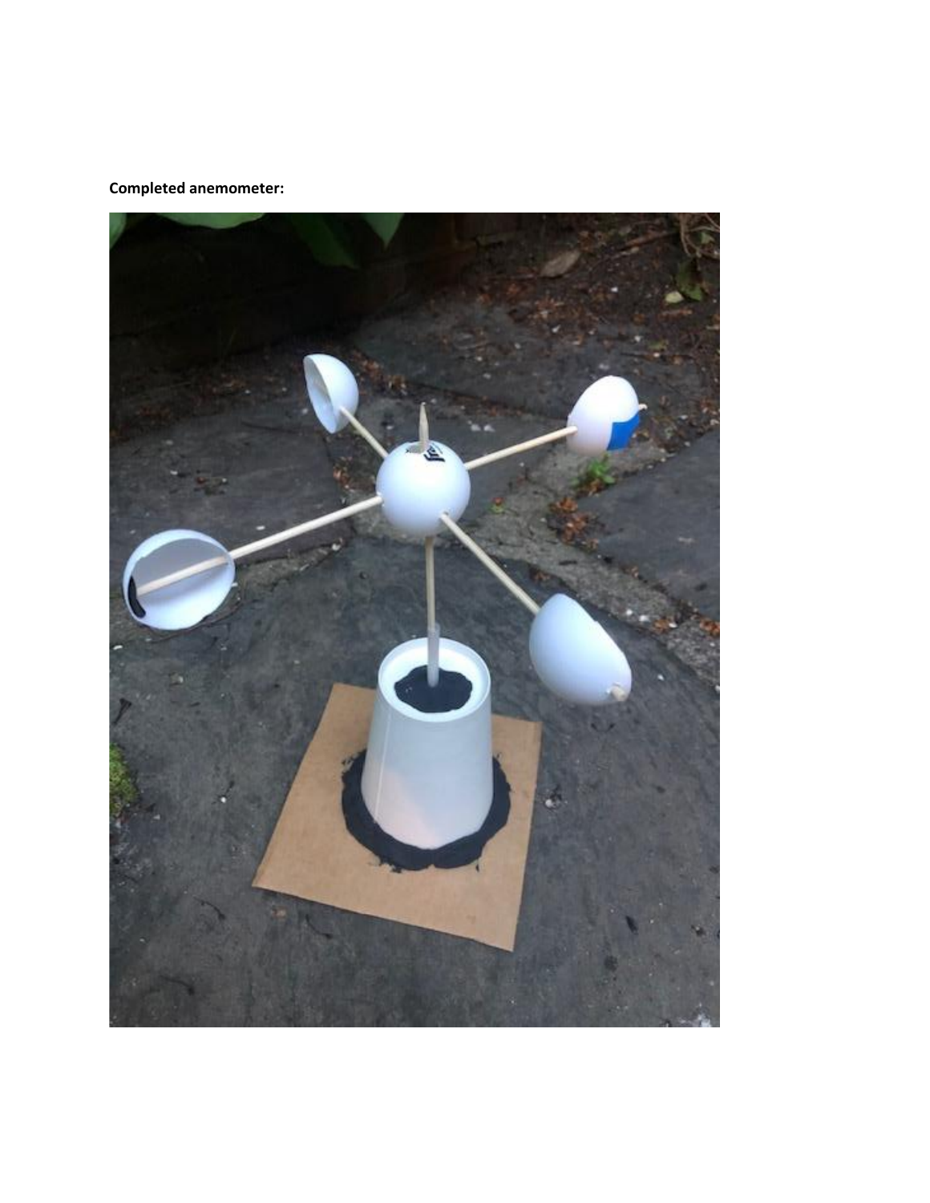**Completed anemometer:**